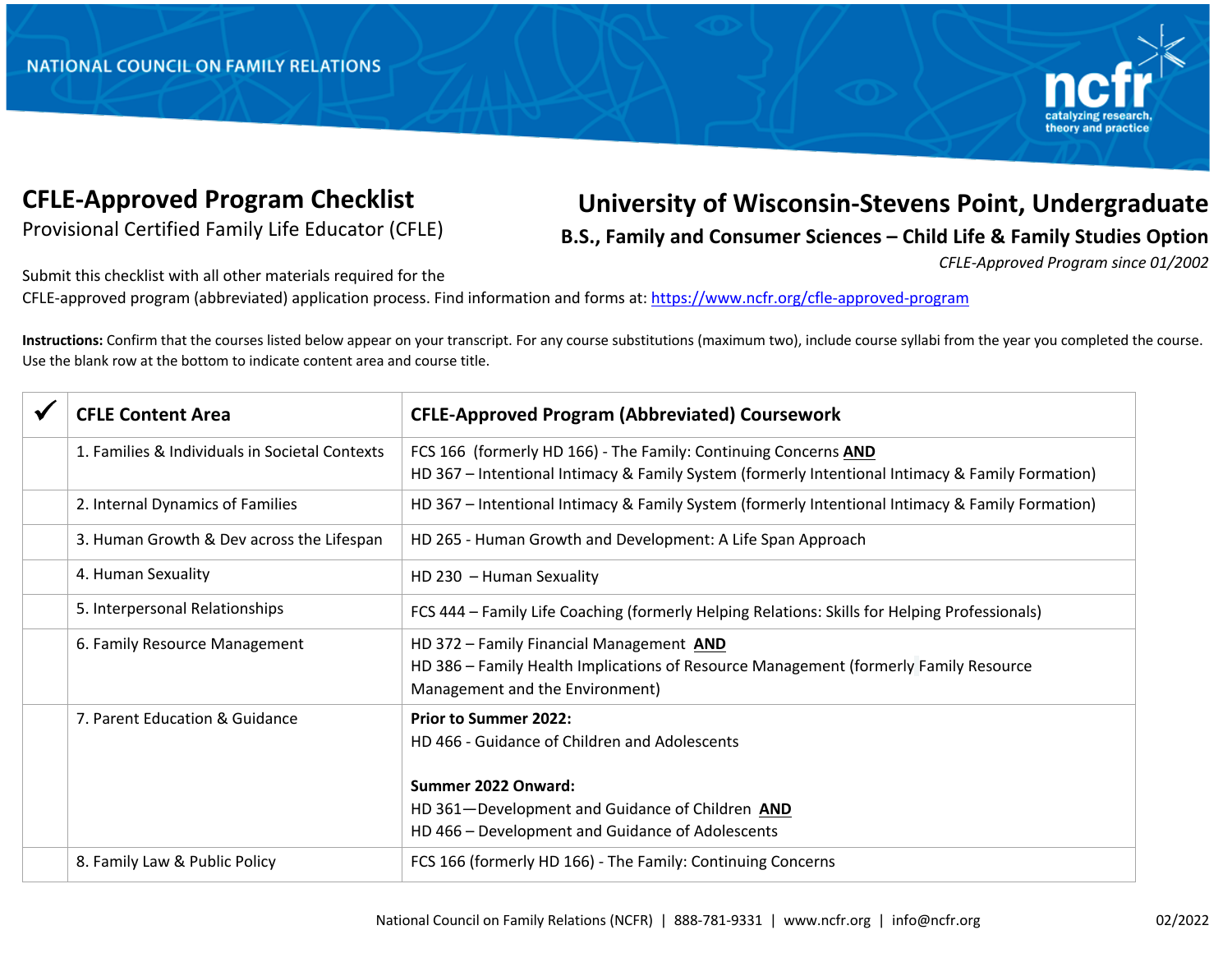NATIONAL COUNCIL ON FAMILY RELATIONS

# CFLE-Approved Program Checklist

Provisional Certified Family Life Educator (CFLE)

## University of Wisconsin-Stevens Point, Undergraduate

### B.S., Family and Consumer Sciences – Child Life & Family Studies Option

*CFLE-Approved Program since 01/2002*

Submit this checklist with all other materials required for the CFLE-approved program (abbreviated) application process. Find information and forms at: https://www.ncfr.org/cfle-approved-program

**Instructions:** Confirm that the courses listed below appear on your transcript. For any course substitutions (maximum two), include course syllabi from the year you completed the course. Use the blank row at the bottom to indicate content area and course title.

| ✔ | CFLE Content Area | CFLE-Approved Program (Abbreviated) Coursework |
|---|---|---|
| | 1. Families & Individuals in Societal Contexts | FCS 166 (formerly HD 166) - The Family: Continuing Concerns **AND**<br>HD 367 – Intentional Intimacy & Family System (formerly Intentional Intimacy & Family Formation) |
| | 2. Internal Dynamics of Families | HD 367 – Intentional Intimacy & Family System (formerly Intentional Intimacy & Family Formation) |
| | 3. Human Growth & Dev across the Lifespan | HD 265 - Human Growth and Development: A Life Span Approach |
| | 4. Human Sexuality | HD 230 – Human Sexuality |
| | 5. Interpersonal Relationships | FCS 444 – Family Life Coaching (formerly Helping Relations: Skills for Helping Professionals) |
| | 6. Family Resource Management | HD 372 – Family Financial Management **AND**<br>HD 386 – Family Health Implications of Resource Management (formerly Family Resource Management and the Environment) |
| | 7. Parent Education & Guidance | **Prior to Summer 2022:**<br>HD 466 - Guidance of Children and Adolescents<br><br>**Summer 2022 Onward:**<br>HD 361—Development and Guidance of Children **AND**<br>HD 466 – Development and Guidance of Adolescents |
| | 8. Family Law & Public Policy | FCS 166 (formerly HD 166) - The Family: Continuing Concerns |

National Council on Family Relations (NCFR) | 888-781-9331 | www.ncfr.org | info@ncfr.org 02/2022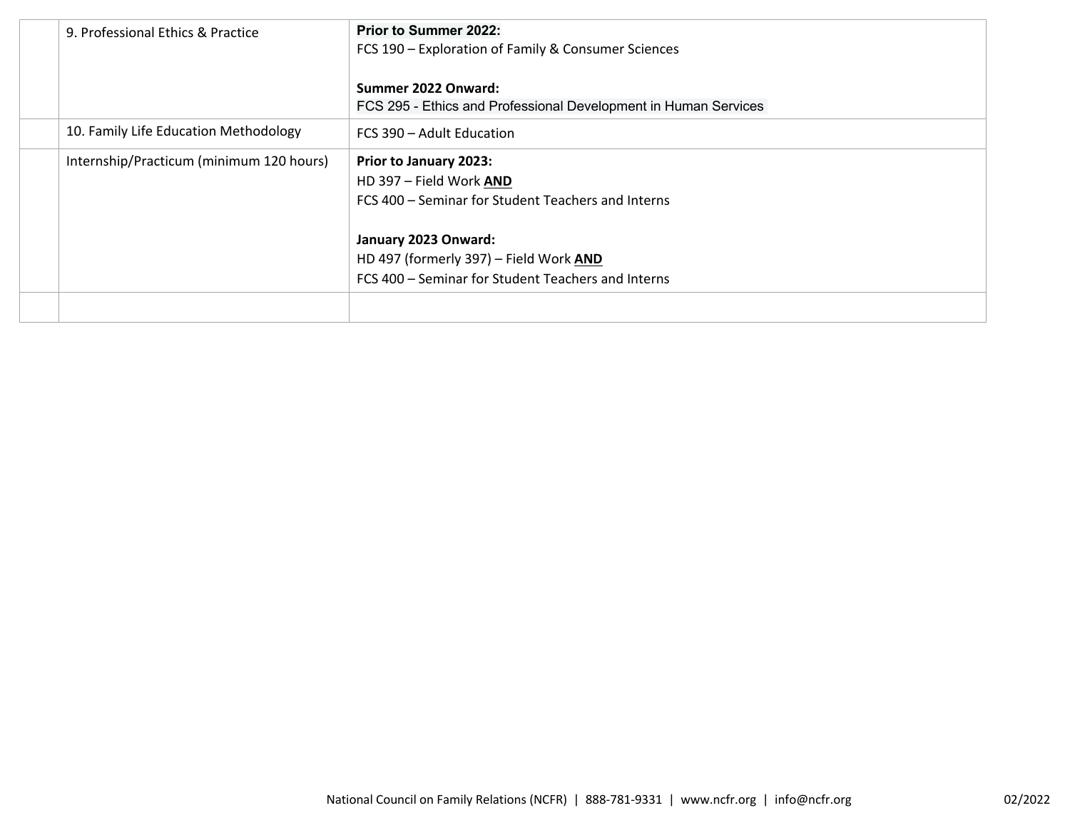| | | |
|---|---|---|
| | 9. Professional Ethics & Practice | **Prior to Summer 2022:**<br>FCS 190 – Exploration of Family & Consumer Sciences<br><br>**Summer 2022 Onward:**<br>FCS 295 - Ethics and Professional Development in Human Services |
| | 10. Family Life Education Methodology | FCS 390 – Adult Education |
| | Internship/Practicum (minimum 120 hours) | **Prior to January 2023:**<br>HD 397 – Field Work **AND**<br>FCS 400 – Seminar for Student Teachers and Interns<br><br>**January 2023 Onward:**<br>HD 497 (formerly 397) – Field Work **AND**<br>FCS 400 – Seminar for Student Teachers and Interns |
| | | |